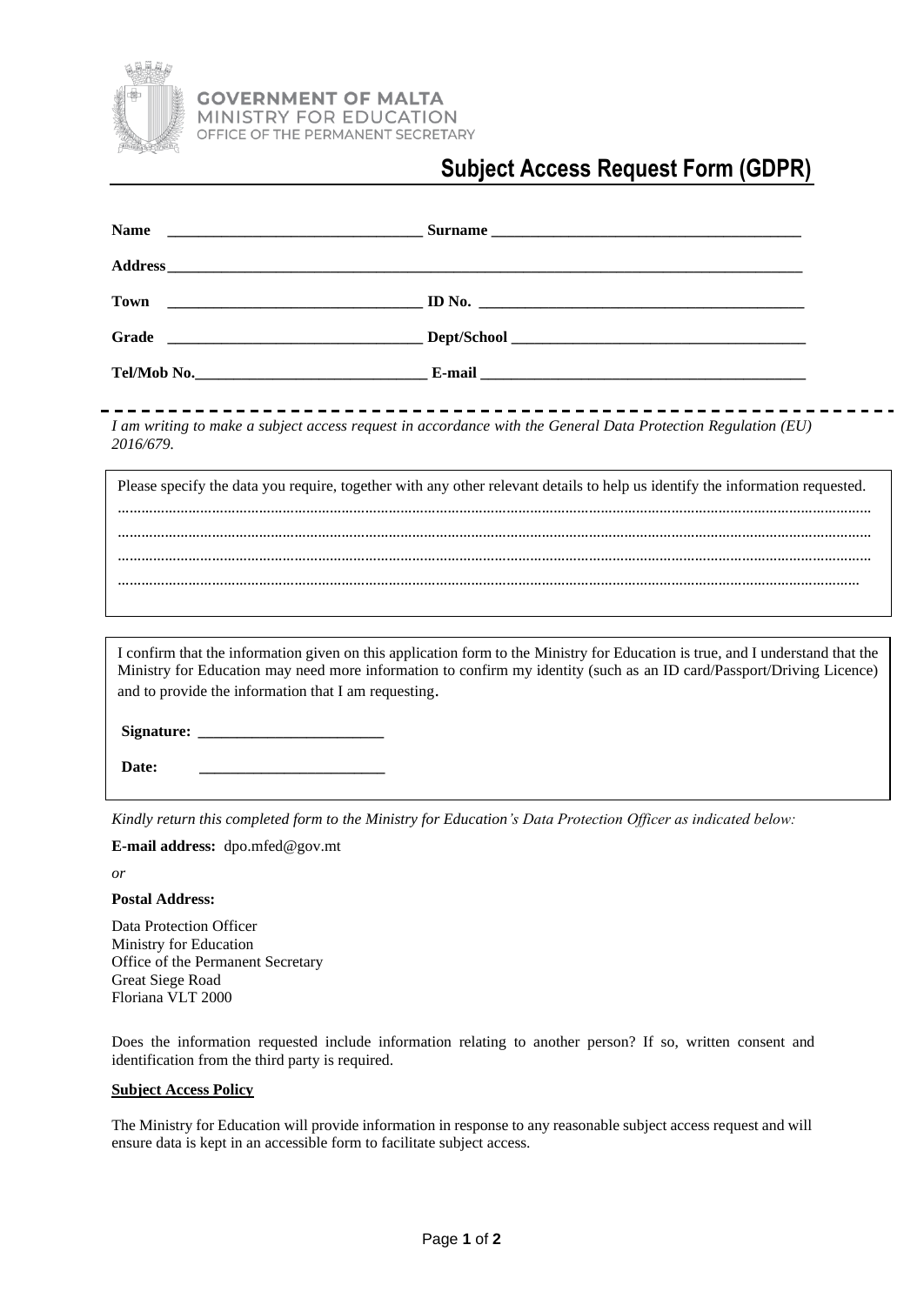**GOVERNMENT OF MALTA**
MINISTRY FOR EDUCATION
OFFICE OF THE PERMANENT SECRETARY

# Subject Access Request Form (GDPR)

**Name** _________________________________ **Surname** _________________________________________

**Address** ____________________________________________________________________________________

**Town** _________________________________ **ID No.** ___________________________________________

**Grade** _________________________________ **Dept/School** ______________________________________

**Tel/Mob No.** ______________________________ **E-mail** _________________________________________

*I am writing to make a subject access request in accordance with the General Data Protection Regulation (EU) 2016/679.*

Please specify the data you require, together with any other relevant details to help us identify the information requested.

.......................................................................................................................................................................................

.......................................................................................................................................................................................

.......................................................................................................................................................................................

.......................................................................................................................................................................................

I confirm that the information given on this application form to the Ministry for Education is true, and I understand that the Ministry for Education may need more information to confirm my identity (such as an ID card/Passport/Driving Licence) and to provide the information that I am requesting.

**Signature:** ________________________

**Date:** ________________________

*Kindly return this completed form to the Ministry for Education's Data Protection Officer as indicated below:*

**E-mail address:** dpo.mfed@gov.mt

*or*

**Postal Address:**

Data Protection Officer
Ministry for Education
Office of the Permanent Secretary
Great Siege Road
Floriana VLT 2000

Does the information requested include information relating to another person? If so, written consent and identification from the third party is required.

**Subject Access Policy**

The Ministry for Education will provide information in response to any reasonable subject access request and will ensure data is kept in an accessible form to facilitate subject access.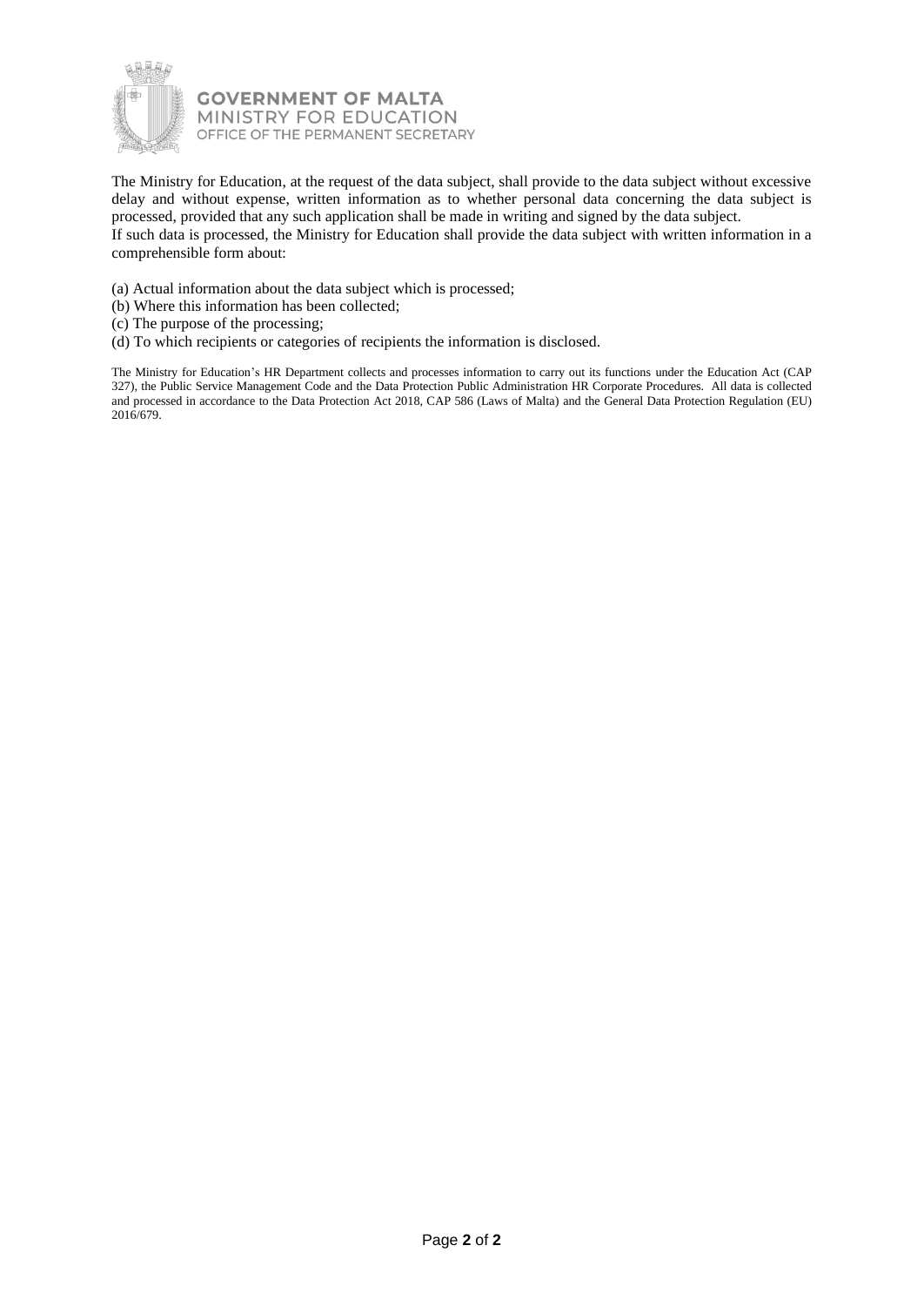GOVERNMENT OF MALTA
MINISTRY FOR EDUCATION
OFFICE OF THE PERMANENT SECRETARY

The Ministry for Education, at the request of the data subject, shall provide to the data subject without excessive delay and without expense, written information as to whether personal data concerning the data subject is processed, provided that any such application shall be made in writing and signed by the data subject.
If such data is processed, the Ministry for Education shall provide the data subject with written information in a comprehensible form about:

(a) Actual information about the data subject which is processed;
(b) Where this information has been collected;
(c) The purpose of the processing;
(d) To which recipients or categories of recipients the information is disclosed.

The Ministry for Education's HR Department collects and processes information to carry out its functions under the Education Act (CAP 327), the Public Service Management Code and the Data Protection Public Administration HR Corporate Procedures. All data is collected and processed in accordance to the Data Protection Act 2018, CAP 586 (Laws of Malta) and the General Data Protection Regulation (EU) 2016/679.